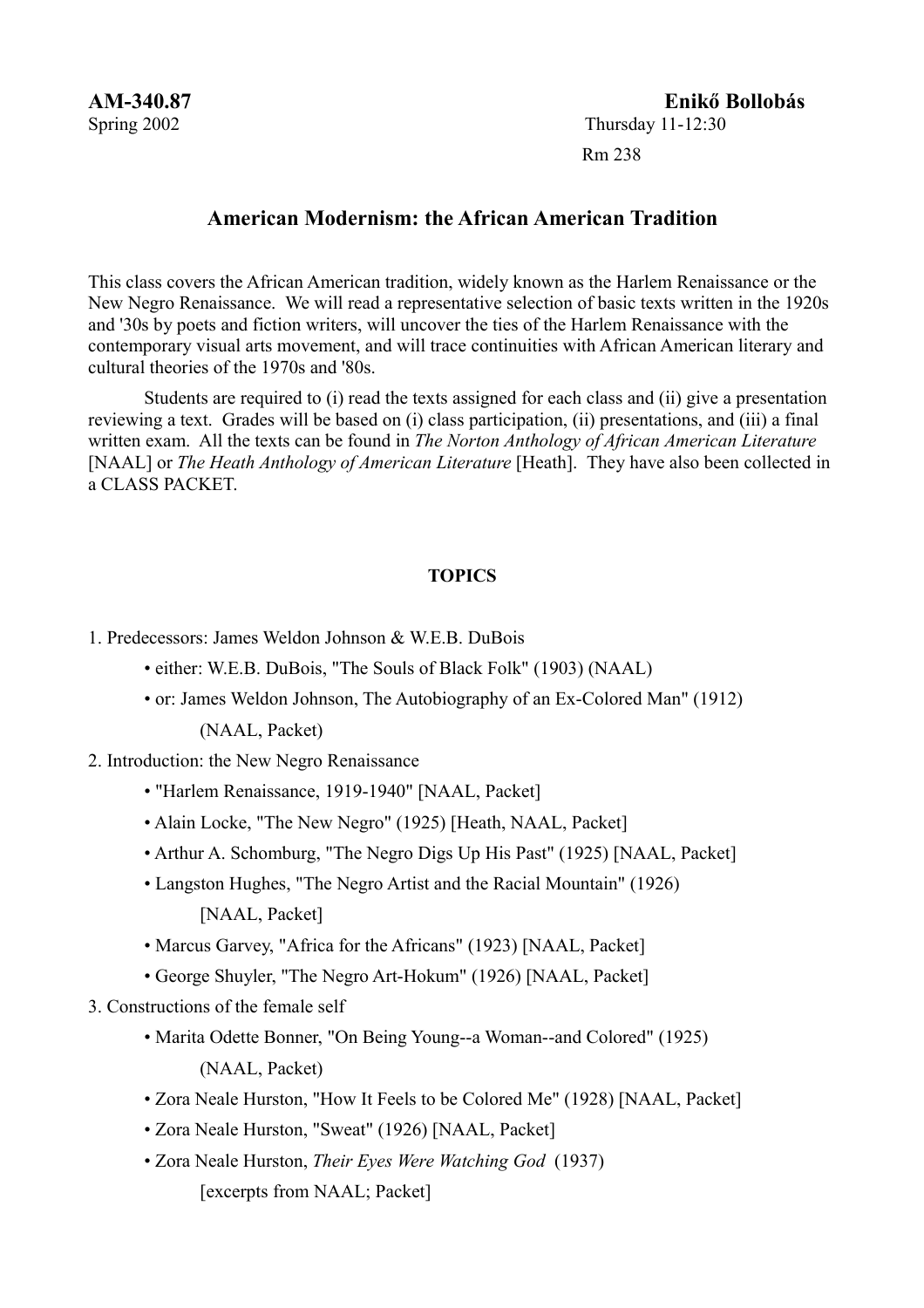**AM-340.87** **Enikő Bollobás**

Spring 2002 Thursday 11-12:30

Rm 238

## American Modernism: the African American Tradition

This class covers the African American tradition, widely known as the Harlem Renaissance or the New Negro Renaissance. We will read a representative selection of basic texts written in the 1920s and '30s by poets and fiction writers, will uncover the ties of the Harlem Renaissance with the contemporary visual arts movement, and will trace continuities with African American literary and cultural theories of the 1970s and '80s.

Students are required to (i) read the texts assigned for each class and (ii) give a presentation reviewing a text. Grades will be based on (i) class participation, (ii) presentations, and (iii) a final written exam. All the texts can be found in *The Norton Anthology of African American Literature* [NAAL] or *The Heath Anthology of American Literature* [Heath]. They have also been collected in a CLASS PACKET.

### TOPICS

1. Predecessors: James Weldon Johnson & W.E.B. DuBois
   - either: W.E.B. DuBois, "The Souls of Black Folk" (1903) (NAAL)
   - or: James Weldon Johnson, The Autobiography of an Ex-Colored Man" (1912) (NAAL, Packet)
2. Introduction: the New Negro Renaissance
   - "Harlem Renaissance, 1919-1940" [NAAL, Packet]
   - Alain Locke, "The New Negro" (1925) [Heath, NAAL, Packet]
   - Arthur A. Schomburg, "The Negro Digs Up His Past" (1925) [NAAL, Packet]
   - Langston Hughes, "The Negro Artist and the Racial Mountain" (1926) [NAAL, Packet]
   - Marcus Garvey, "Africa for the Africans" (1923) [NAAL, Packet]
   - George Shuyler, "The Negro Art-Hokum" (1926) [NAAL, Packet]
3. Constructions of the female self
   - Marita Odette Bonner, "On Being Young--a Woman--and Colored" (1925) (NAAL, Packet)
   - Zora Neale Hurston, "How It Feels to be Colored Me" (1928) [NAAL, Packet]
   - Zora Neale Hurston, "Sweat" (1926) [NAAL, Packet]
   - Zora Neale Hurston, *Their Eyes Were Watching God* (1937) [excerpts from NAAL; Packet]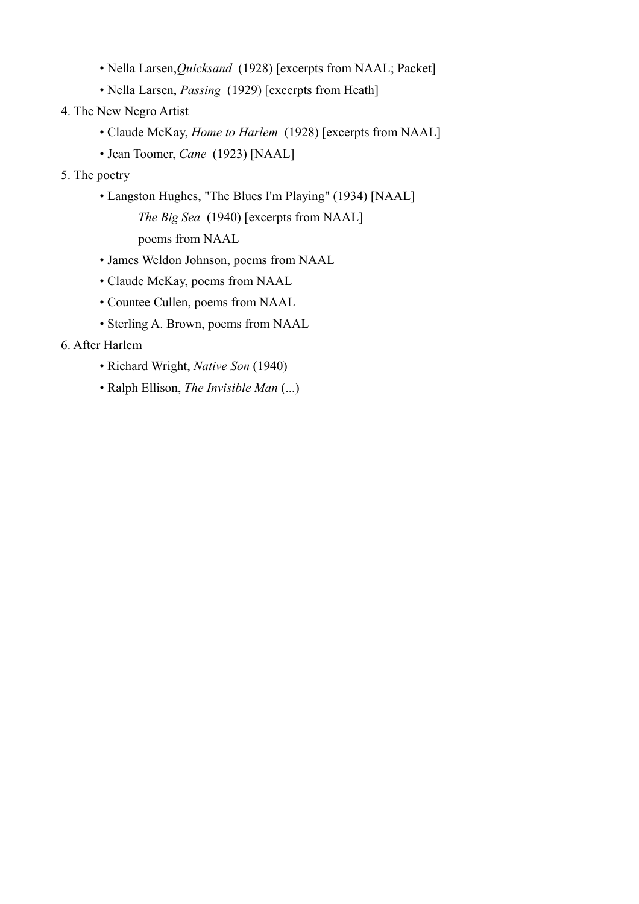- Nella Larsen, *Quicksand* (1928) [excerpts from NAAL; Packet]
- Nella Larsen, *Passing* (1929) [excerpts from Heath]

4. The New Negro Artist

- Claude McKay, *Home to Harlem* (1928) [excerpts from NAAL]
- Jean Toomer, *Cane* (1923) [NAAL]

5. The poetry

- Langston Hughes, "The Blues I'm Playing" (1934) [NAAL]
  *The Big Sea* (1940) [excerpts from NAAL]
  poems from NAAL
- James Weldon Johnson, poems from NAAL
- Claude McKay, poems from NAAL
- Countee Cullen, poems from NAAL
- Sterling A. Brown, poems from NAAL

6. After Harlem

- Richard Wright, *Native Son* (1940)
- Ralph Ellison, *The Invisible Man* (...)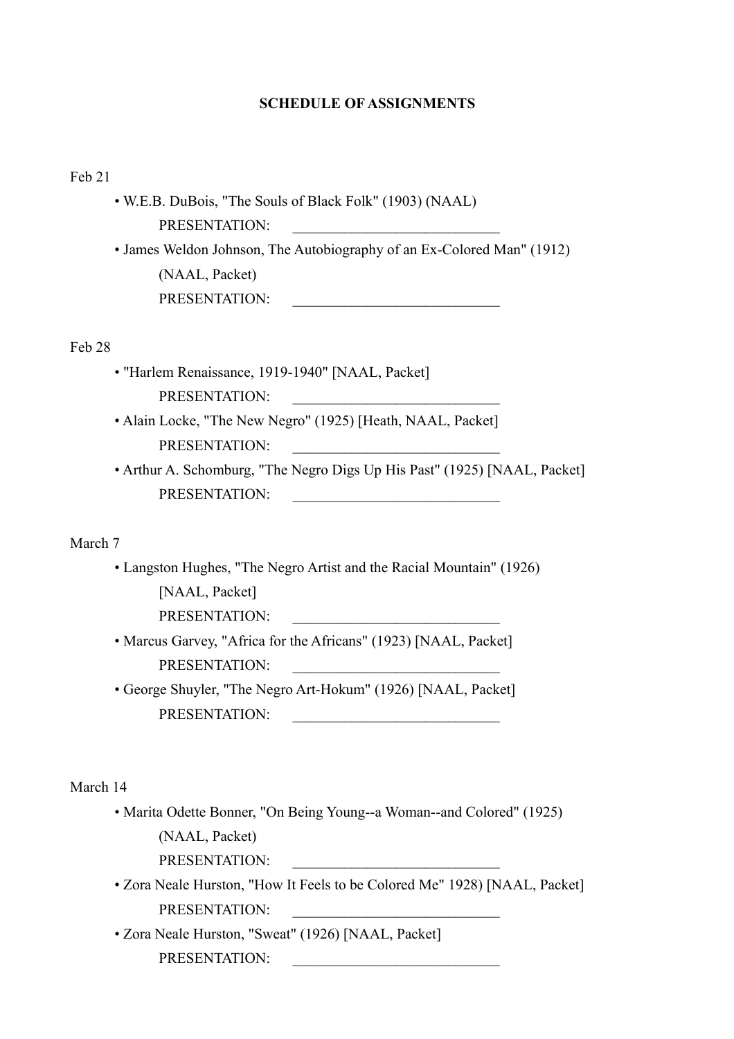**SCHEDULE OF ASSIGNMENTS**

Feb 21

- W.E.B. DuBois, "The Souls of Black Folk" (1903) (NAAL)
  PRESENTATION: ___________________________
- James Weldon Johnson, The Autobiography of an Ex-Colored Man" (1912) (NAAL, Packet)
  PRESENTATION: ___________________________

Feb 28

- "Harlem Renaissance, 1919-1940" [NAAL, Packet]
  PRESENTATION: ___________________________
- Alain Locke, "The New Negro" (1925) [Heath, NAAL, Packet]
  PRESENTATION: ___________________________
- Arthur A. Schomburg, "The Negro Digs Up His Past" (1925) [NAAL, Packet]
  PRESENTATION: ___________________________

March 7

- Langston Hughes, "The Negro Artist and the Racial Mountain" (1926) [NAAL, Packet]
  PRESENTATION: ___________________________
- Marcus Garvey, "Africa for the Africans" (1923) [NAAL, Packet]
  PRESENTATION: ___________________________
- George Shuyler, "The Negro Art-Hokum" (1926) [NAAL, Packet]
  PRESENTATION: ___________________________

March 14

- Marita Odette Bonner, "On Being Young--a Woman--and Colored" (1925) (NAAL, Packet)
  PRESENTATION: ___________________________
- Zora Neale Hurston, "How It Feels to be Colored Me" 1928) [NAAL, Packet]
  PRESENTATION: ___________________________
- Zora Neale Hurston, "Sweat" (1926) [NAAL, Packet]
  PRESENTATION: ___________________________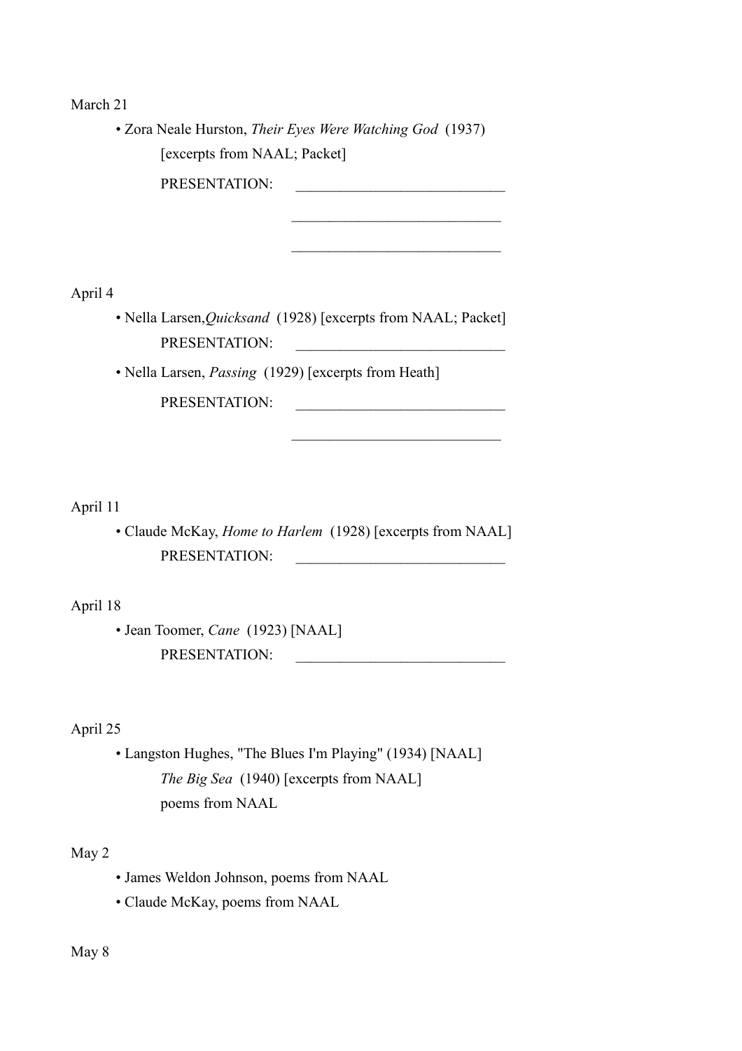March 21

- Zora Neale Hurston, *Their Eyes Were Watching God* (1937)
  [excerpts from NAAL; Packet]

  PRESENTATION: ____________________________

  ____________________________

  ____________________________

April 4

- Nella Larsen, *Quicksand* (1928) [excerpts from NAAL; Packet]

  PRESENTATION: ____________________________

- Nella Larsen, *Passing* (1929) [excerpts from Heath]

  PRESENTATION: ____________________________

  ____________________________

April 11

- Claude McKay, *Home to Harlem* (1928) [excerpts from NAAL]

  PRESENTATION: ____________________________

April 18

- Jean Toomer, *Cane* (1923) [NAAL]

  PRESENTATION: ____________________________

April 25

- Langston Hughes, "The Blues I'm Playing" (1934) [NAAL]
  *The Big Sea* (1940) [excerpts from NAAL]
  poems from NAAL

May 2

- James Weldon Johnson, poems from NAAL
- Claude McKay, poems from NAAL

May 8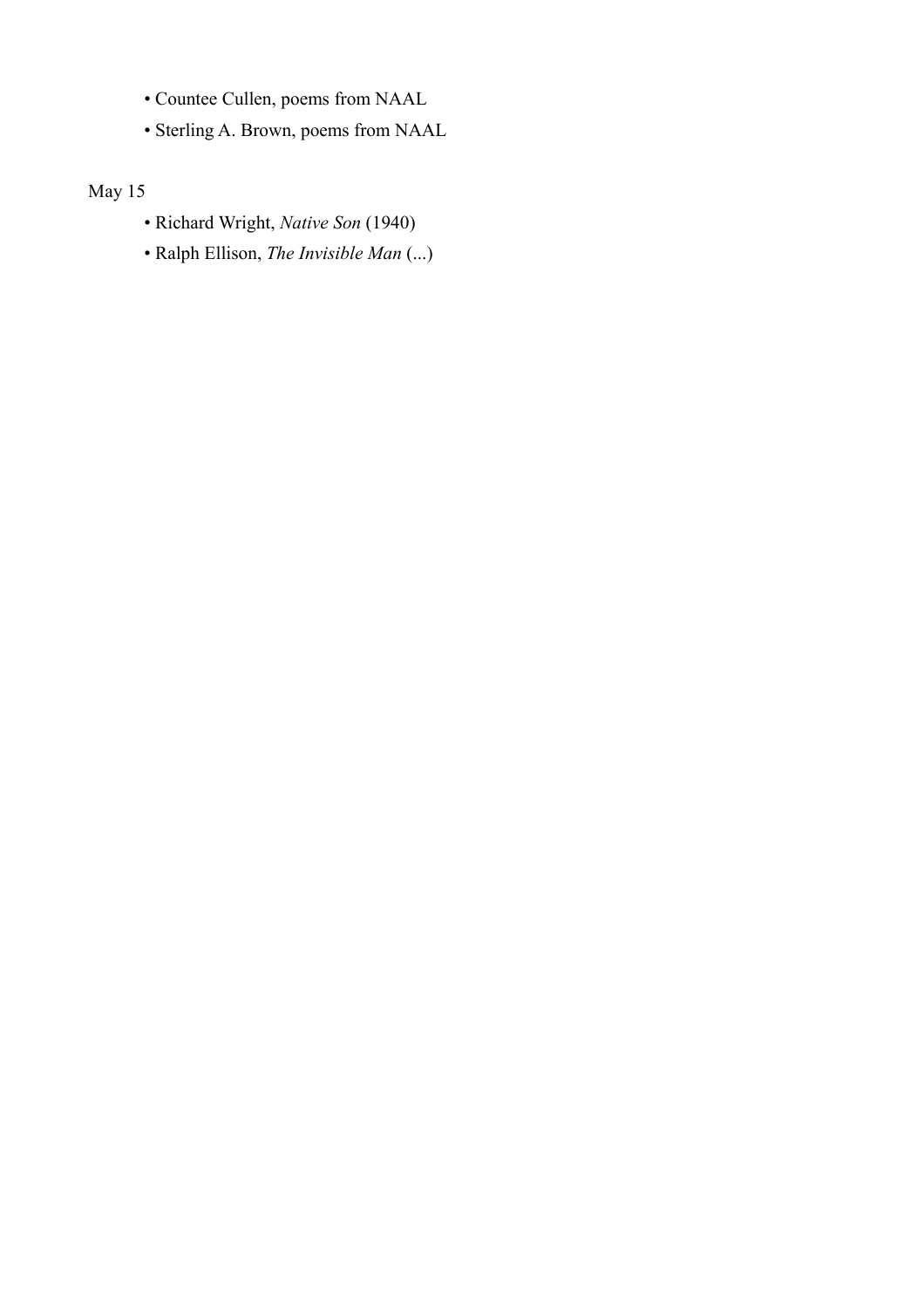- Countee Cullen, poems from NAAL
- Sterling A. Brown, poems from NAAL

May 15

- Richard Wright, *Native Son* (1940)
- Ralph Ellison, *The Invisible Man* (...)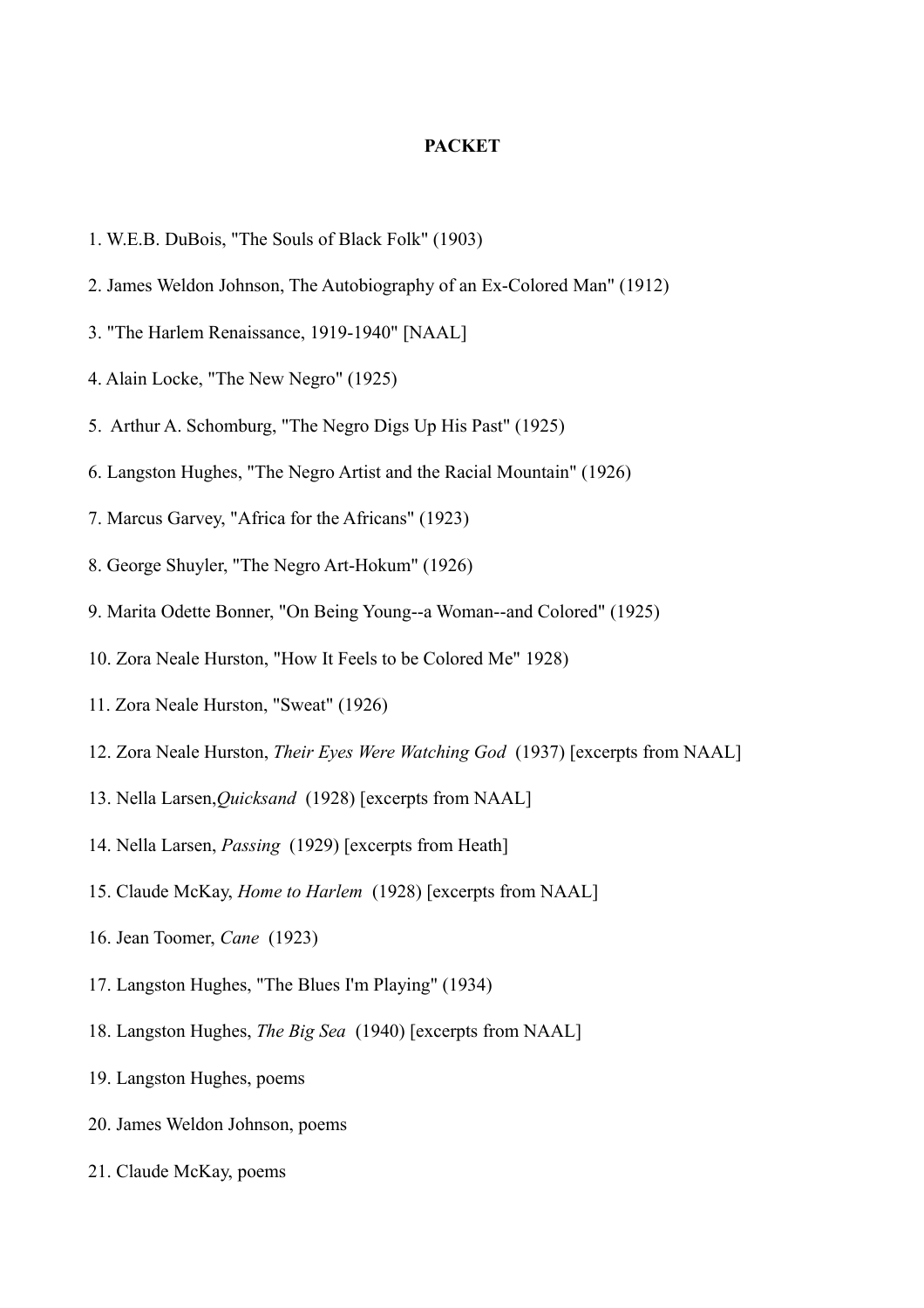**PACKET**

1. W.E.B. DuBois, "The Souls of Black Folk" (1903)
2. James Weldon Johnson, The Autobiography of an Ex-Colored Man" (1912)
3. "The Harlem Renaissance, 1919-1940" [NAAL]
4. Alain Locke, "The New Negro" (1925)
5. Arthur A. Schomburg, "The Negro Digs Up His Past" (1925)
6. Langston Hughes, "The Negro Artist and the Racial Mountain" (1926)
7. Marcus Garvey, "Africa for the Africans" (1923)
8. George Shuyler, "The Negro Art-Hokum" (1926)
9. Marita Odette Bonner, "On Being Young--a Woman--and Colored" (1925)
10. Zora Neale Hurston, "How It Feels to be Colored Me" 1928)
11. Zora Neale Hurston, "Sweat" (1926)
12. Zora Neale Hurston, *Their Eyes Were Watching God* (1937) [excerpts from NAAL]
13. Nella Larsen,*Quicksand* (1928) [excerpts from NAAL]
14. Nella Larsen, *Passing* (1929) [excerpts from Heath]
15. Claude McKay, *Home to Harlem* (1928) [excerpts from NAAL]
16. Jean Toomer, *Cane* (1923)
17. Langston Hughes, "The Blues I'm Playing" (1934)
18. Langston Hughes, *The Big Sea* (1940) [excerpts from NAAL]
19. Langston Hughes, poems
20. James Weldon Johnson, poems
21. Claude McKay, poems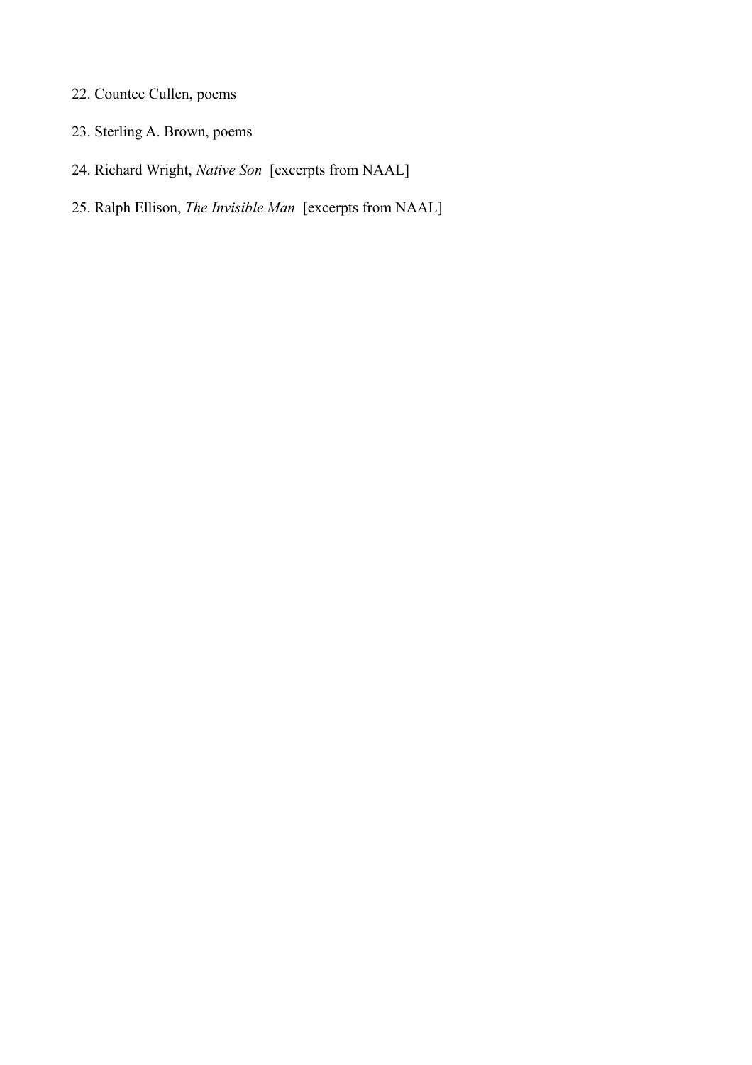22. Countee Cullen, poems

23. Sterling A. Brown, poems

24. Richard Wright, *Native Son* [excerpts from NAAL]

25. Ralph Ellison, *The Invisible Man* [excerpts from NAAL]